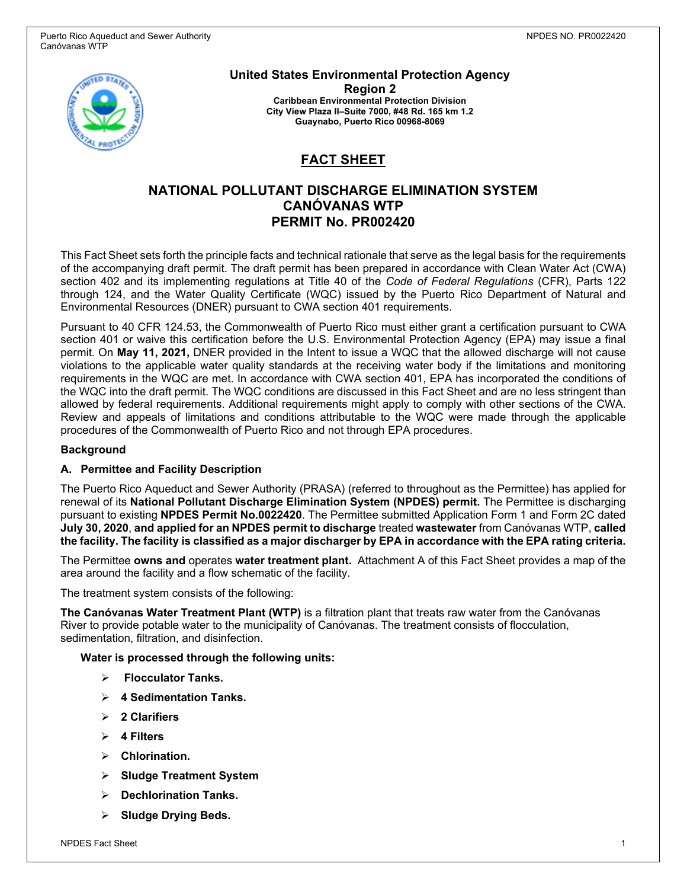**United States Environmental Protection Agency**
**Region 2**
**Caribbean Environmental Protection Division**
**City View Plaza II–Suite 7000, #48 Rd. 165 km 1.2**
**Guaynabo, Puerto Rico 00968-8069**

# FACT SHEET

## NATIONAL POLLUTANT DISCHARGE ELIMINATION SYSTEM CANÓVANAS WTP PERMIT No. PR002420

This Fact Sheet sets forth the principle facts and technical rationale that serve as the legal basis for the requirements of the accompanying draft permit. The draft permit has been prepared in accordance with Clean Water Act (CWA) section 402 and its implementing regulations at Title 40 of the *Code of Federal Regulations* (CFR), Parts 122 through 124, and the Water Quality Certificate (WQC) issued by the Puerto Rico Department of Natural and Environmental Resources (DNER) pursuant to CWA section 401 requirements.

Pursuant to 40 CFR 124.53, the Commonwealth of Puerto Rico must either grant a certification pursuant to CWA section 401 or waive this certification before the U.S. Environmental Protection Agency (EPA) may issue a final permit. On **May 11, 2021,** DNER provided in the Intent to issue a WQC that the allowed discharge will not cause violations to the applicable water quality standards at the receiving water body if the limitations and monitoring requirements in the WQC are met. In accordance with CWA section 401, EPA has incorporated the conditions of the WQC into the draft permit. The WQC conditions are discussed in this Fact Sheet and are no less stringent than allowed by federal requirements. Additional requirements might apply to comply with other sections of the CWA. Review and appeals of limitations and conditions attributable to the WQC were made through the applicable procedures of the Commonwealth of Puerto Rico and not through EPA procedures.

**Background**

**A. Permittee and Facility Description**

The Puerto Rico Aqueduct and Sewer Authority (PRASA) (referred to throughout as the Permittee) has applied for renewal of its **National Pollutant Discharge Elimination System (NPDES) permit.** The Permittee is discharging pursuant to existing **NPDES Permit No.0022420**. The Permittee submitted Application Form 1 and Form 2C dated **July 30, 2020**, **and applied for an NPDES permit to discharge** treated **wastewater** from Canóvanas WTP, **called the facility. The facility is classified as a major discharger by EPA in accordance with the EPA rating criteria.**

The Permittee **owns and** operates **water treatment plant.** Attachment A of this Fact Sheet provides a map of the area around the facility and a flow schematic of the facility.

The treatment system consists of the following:

**The Canóvanas Water Treatment Plant (WTP)** is a filtration plant that treats raw water from the Canóvanas River to provide potable water to the municipality of Canóvanas. The treatment consists of flocculation, sedimentation, filtration, and disinfection.

**Water is processed through the following units:**

- **Flocculator Tanks.**
- **4 Sedimentation Tanks.**
- **2 Clarifiers**
- **4 Filters**
- **Chlorination.**
- **Sludge Treatment System**
- **Dechlorination Tanks.**
- **Sludge Drying Beds.**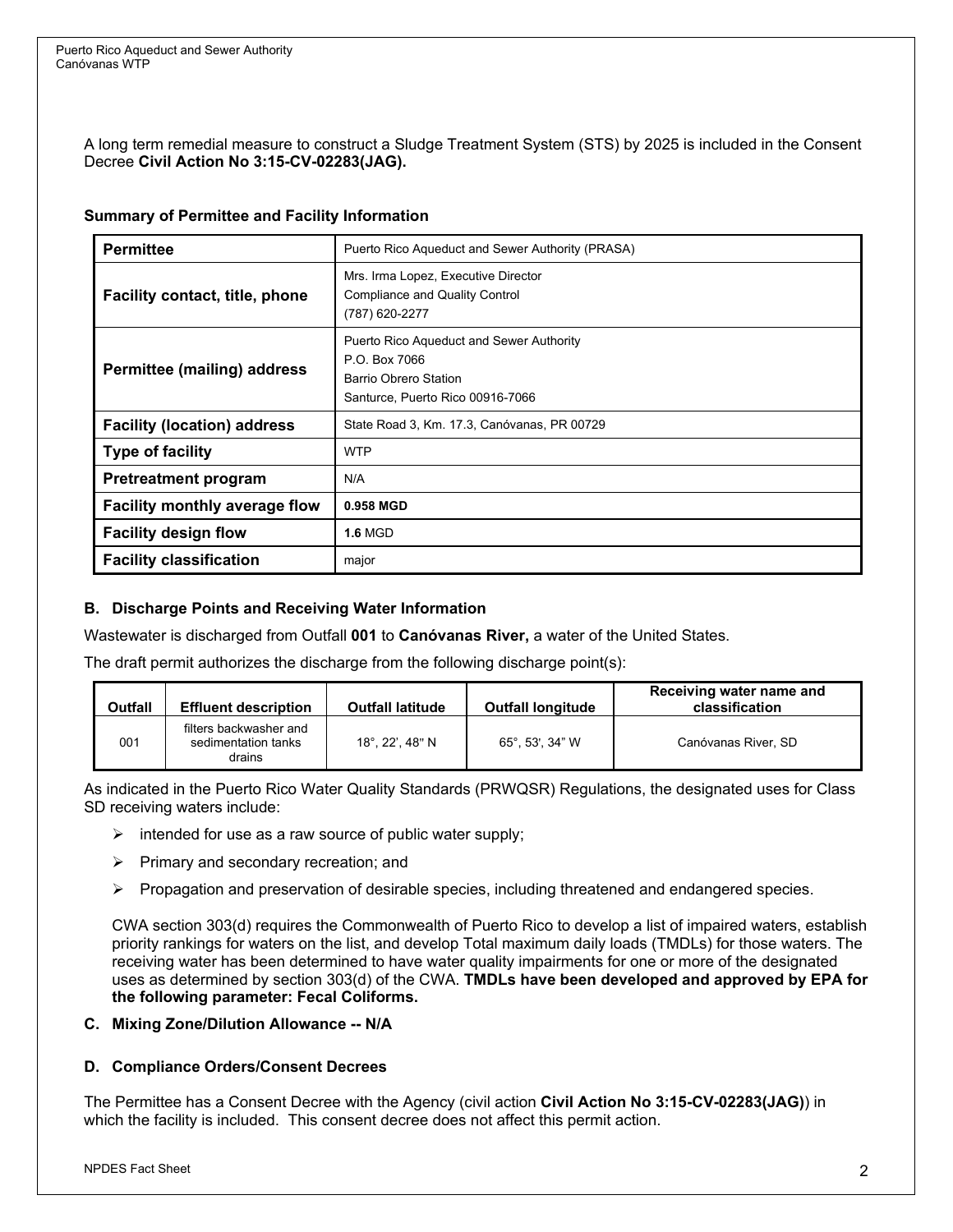A long term remedial measure to construct a Sludge Treatment System (STS) by 2025 is included in the Consent Decree **Civil Action No 3:15-CV-02283(JAG).**

**Summary of Permittee and Facility Information**

| **Permittee** | Puerto Rico Aqueduct and Sewer Authority (PRASA) |
|---|---|
| **Facility contact, title, phone** | Mrs. Irma Lopez, Executive Director<br>Compliance and Quality Control<br>(787) 620-2277 |
| **Permittee (mailing) address** | Puerto Rico Aqueduct and Sewer Authority<br>P.O. Box 7066<br>Barrio Obrero Station<br>Santurce, Puerto Rico 00916-7066 |
| **Facility (location) address** | State Road 3, Km. 17.3, Canóvanas, PR 00729 |
| **Type of facility** | WTP |
| **Pretreatment program** | N/A |
| **Facility monthly average flow** | **0.958 MGD** |
| **Facility design flow** | **1.6** MGD |
| **Facility classification** | major |

### B. Discharge Points and Receiving Water Information

Wastewater is discharged from Outfall **001** to **Canóvanas River,** a water of the United States.

The draft permit authorizes the discharge from the following discharge point(s):

| Outfall | Effluent description | Outfall latitude | Outfall longitude | Receiving water name and classification |
|---|---|---|---|---|
| 001 | filters backwasher and sedimentation tanks drains | 18°, 22', 48" N | 65°, 53', 34" W | Canóvanas River, SD |

As indicated in the Puerto Rico Water Quality Standards (PRWQSR) Regulations, the designated uses for Class SD receiving waters include:

- intended for use as a raw source of public water supply;
- Primary and secondary recreation; and
- Propagation and preservation of desirable species, including threatened and endangered species.

CWA section 303(d) requires the Commonwealth of Puerto Rico to develop a list of impaired waters, establish priority rankings for waters on the list, and develop Total maximum daily loads (TMDLs) for those waters. The receiving water has been determined to have water quality impairments for one or more of the designated uses as determined by section 303(d) of the CWA. **TMDLs have been developed and approved by EPA for the following parameter: Fecal Coliforms.**

### C. Mixing Zone/Dilution Allowance -- N/A

### D. Compliance Orders/Consent Decrees

The Permittee has a Consent Decree with the Agency (civil action **Civil Action No 3:15-CV-02283(JAG)**) in which the facility is included. This consent decree does not affect this permit action.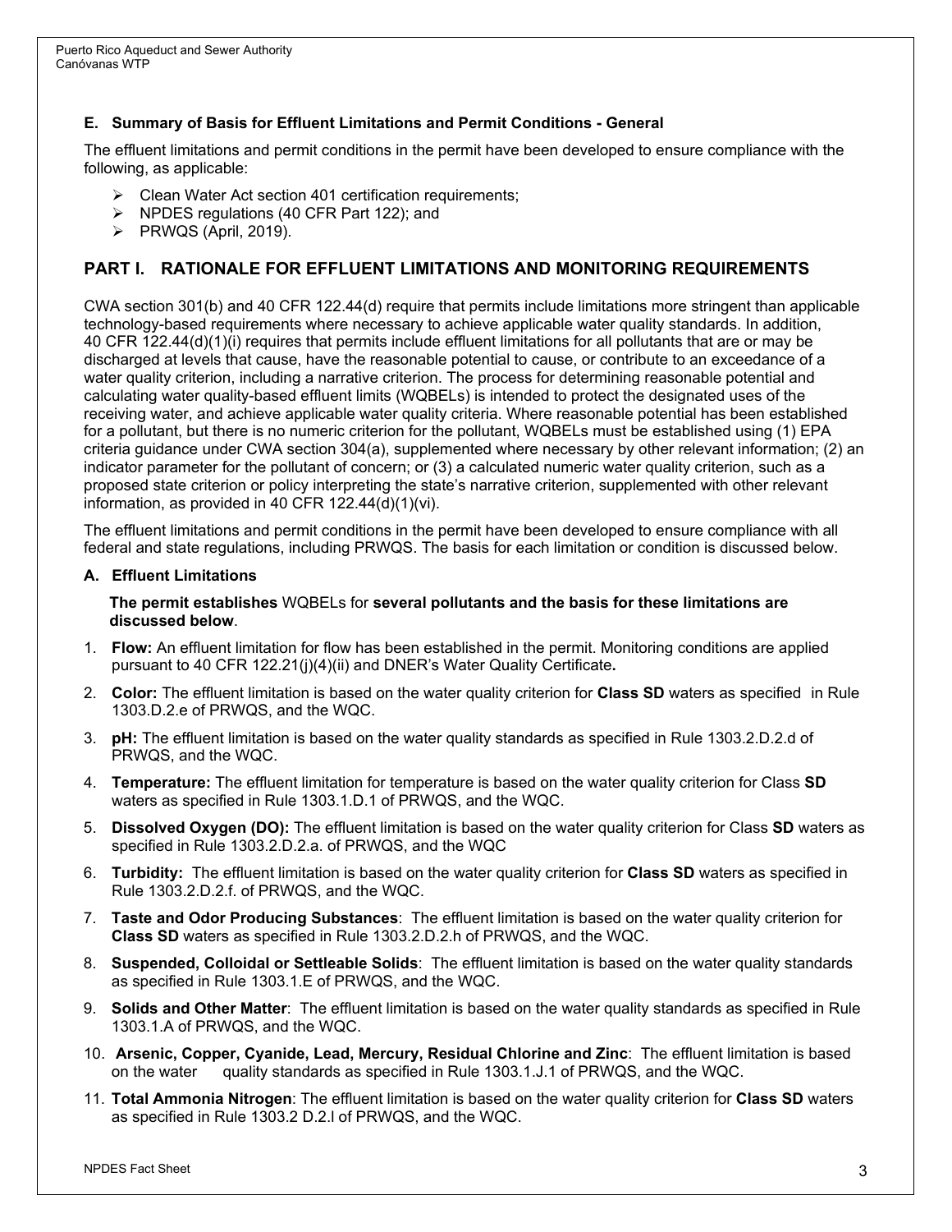### E. Summary of Basis for Effluent Limitations and Permit Conditions - General

The effluent limitations and permit conditions in the permit have been developed to ensure compliance with the following, as applicable:

- Clean Water Act section 401 certification requirements;
- NPDES regulations (40 CFR Part 122); and
- PRWQS (April, 2019).

## PART I. RATIONALE FOR EFFLUENT LIMITATIONS AND MONITORING REQUIREMENTS

CWA section 301(b) and 40 CFR 122.44(d) require that permits include limitations more stringent than applicable technology-based requirements where necessary to achieve applicable water quality standards. In addition, 40 CFR 122.44(d)(1)(i) requires that permits include effluent limitations for all pollutants that are or may be discharged at levels that cause, have the reasonable potential to cause, or contribute to an exceedance of a water quality criterion, including a narrative criterion. The process for determining reasonable potential and calculating water quality-based effluent limits (WQBELs) is intended to protect the designated uses of the receiving water, and achieve applicable water quality criteria. Where reasonable potential has been established for a pollutant, but there is no numeric criterion for the pollutant, WQBELs must be established using (1) EPA criteria guidance under CWA section 304(a), supplemented where necessary by other relevant information; (2) an indicator parameter for the pollutant of concern; or (3) a calculated numeric water quality criterion, such as a proposed state criterion or policy interpreting the state's narrative criterion, supplemented with other relevant information, as provided in 40 CFR 122.44(d)(1)(vi).

The effluent limitations and permit conditions in the permit have been developed to ensure compliance with all federal and state regulations, including PRWQS. The basis for each limitation or condition is discussed below.

### A. Effluent Limitations

**The permit establishes** WQBELs for **several pollutants and the basis for these limitations are discussed below**.

1. **Flow:** An effluent limitation for flow has been established in the permit. Monitoring conditions are applied pursuant to 40 CFR 122.21(j)(4)(ii) and DNER's Water Quality Certificate**.**
2. **Color:** The effluent limitation is based on the water quality criterion for **Class SD** waters as specified in Rule 1303.D.2.e of PRWQS, and the WQC.
3. **pH:** The effluent limitation is based on the water quality standards as specified in Rule 1303.2.D.2.d of PRWQS, and the WQC.
4. **Temperature:** The effluent limitation for temperature is based on the water quality criterion for Class **SD** waters as specified in Rule 1303.1.D.1 of PRWQS, and the WQC.
5. **Dissolved Oxygen (DO):** The effluent limitation is based on the water quality criterion for Class **SD** waters as specified in Rule 1303.2.D.2.a. of PRWQS, and the WQC
6. **Turbidity:** The effluent limitation is based on the water quality criterion for **Class SD** waters as specified in Rule 1303.2.D.2.f. of PRWQS, and the WQC.
7. **Taste and Odor Producing Substances**: The effluent limitation is based on the water quality criterion for **Class SD** waters as specified in Rule 1303.2.D.2.h of PRWQS, and the WQC.
8. **Suspended, Colloidal or Settleable Solids**: The effluent limitation is based on the water quality standards as specified in Rule 1303.1.E of PRWQS, and the WQC.
9. **Solids and Other Matter**: The effluent limitation is based on the water quality standards as specified in Rule 1303.1.A of PRWQS, and the WQC.
10. **Arsenic, Copper, Cyanide, Lead, Mercury, Residual Chlorine and Zinc**: The effluent limitation is based on the water quality standards as specified in Rule 1303.1.J.1 of PRWQS, and the WQC.
11. **Total Ammonia Nitrogen**: The effluent limitation is based on the water quality criterion for **Class SD** waters as specified in Rule 1303.2 D.2.l of PRWQS, and the WQC.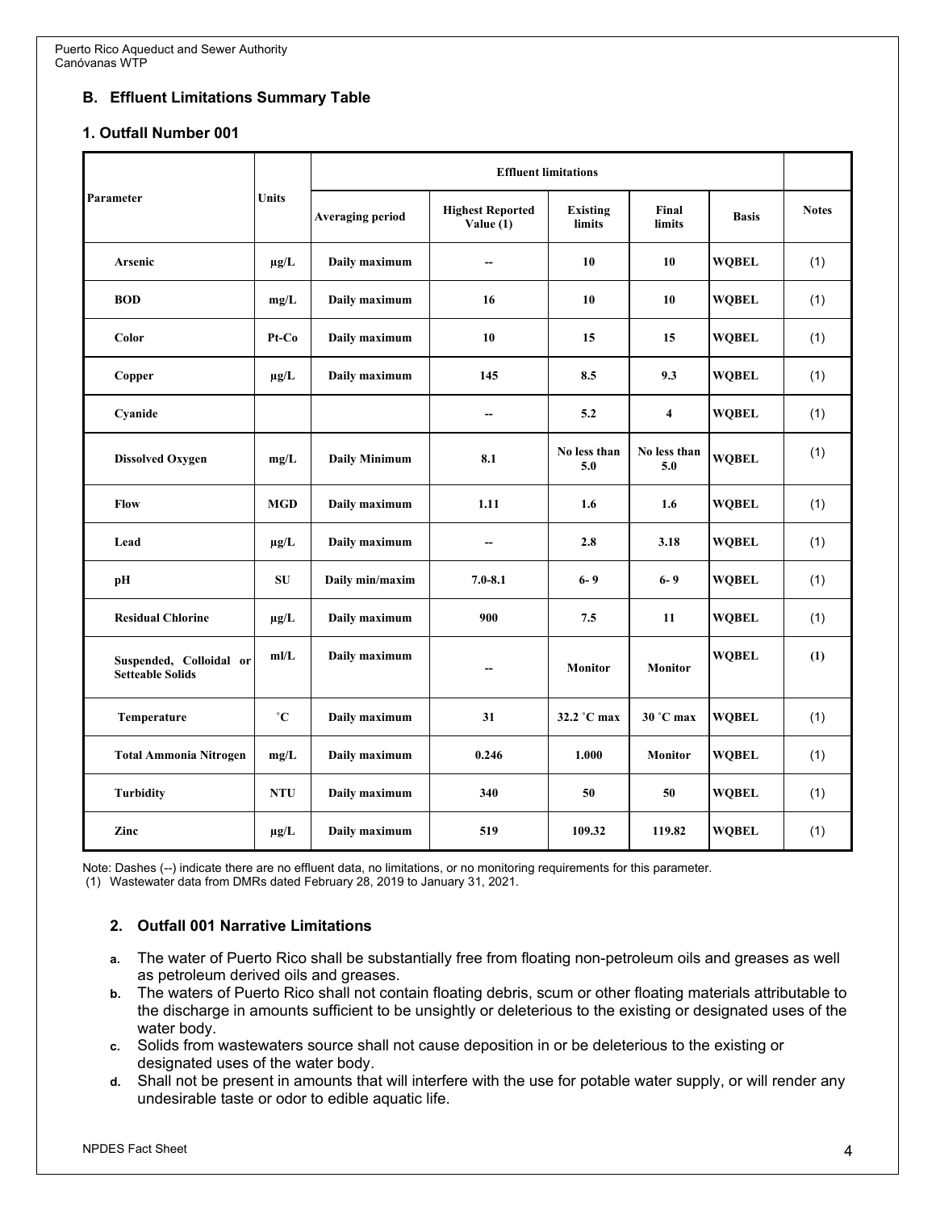## B. Effluent Limitations Summary Table

### 1. Outfall Number 001

| Parameter | Units | Effluent limitations | | | | | Notes |
|---|---|---|---|---|---|---|---|
| | | Averaging period | Highest Reported Value (1) | Existing limits | Final limits | Basis | |
| Arsenic | µg/L | Daily maximum | -- | 10 | 10 | WQBEL | (1) |
| BOD | mg/L | Daily maximum | 16 | 10 | 10 | WQBEL | (1) |
| Color | Pt-Co | Daily maximum | 10 | 15 | 15 | WQBEL | (1) |
| Copper | µg/L | Daily maximum | 145 | 8.5 | 9.3 | WQBEL | (1) |
| Cyanide | | | -- | 5.2 | 4 | WQBEL | (1) |
| Dissolved Oxygen | mg/L | Daily Minimum | 8.1 | No less than 5.0 | No less than 5.0 | WQBEL | (1) |
| Flow | MGD | Daily maximum | 1.11 | 1.6 | 1.6 | WQBEL | (1) |
| Lead | µg/L | Daily maximum | -- | 2.8 | 3.18 | WQBEL | (1) |
| pH | SU | Daily min/maxim | 7.0-8.1 | 6- 9 | 6- 9 | WQBEL | (1) |
| Residual Chlorine | µg/L | Daily maximum | 900 | 7.5 | 11 | WQBEL | (1) |
| Suspended, Colloidal or Setteable Solids | ml/L | Daily maximum | -- | Monitor | Monitor | WQBEL | (1) |
| Temperature | ˚C | Daily maximum | 31 | 32.2 ˚C max | 30 ˚C max | WQBEL | (1) |
| Total Ammonia Nitrogen | mg/L | Daily maximum | 0.246 | 1.000 | Monitor | WQBEL | (1) |
| Turbidity | NTU | Daily maximum | 340 | 50 | 50 | WQBEL | (1) |
| Zinc | µg/L | Daily maximum | 519 | 109.32 | 119.82 | WQBEL | (1) |

Note: Dashes (--) indicate there are no effluent data, no limitations, or no monitoring requirements for this parameter.
(1) Wastewater data from DMRs dated February 28, 2019 to January 31, 2021.

### 2. Outfall 001 Narrative Limitations

a. The water of Puerto Rico shall be substantially free from floating non-petroleum oils and greases as well as petroleum derived oils and greases.

b. The waters of Puerto Rico shall not contain floating debris, scum or other floating materials attributable to the discharge in amounts sufficient to be unsightly or deleterious to the existing or designated uses of the water body.

c. Solids from wastewaters source shall not cause deposition in or be deleterious to the existing or designated uses of the water body.

d. Shall not be present in amounts that will interfere with the use for potable water supply, or will render any undesirable taste or odor to edible aquatic life.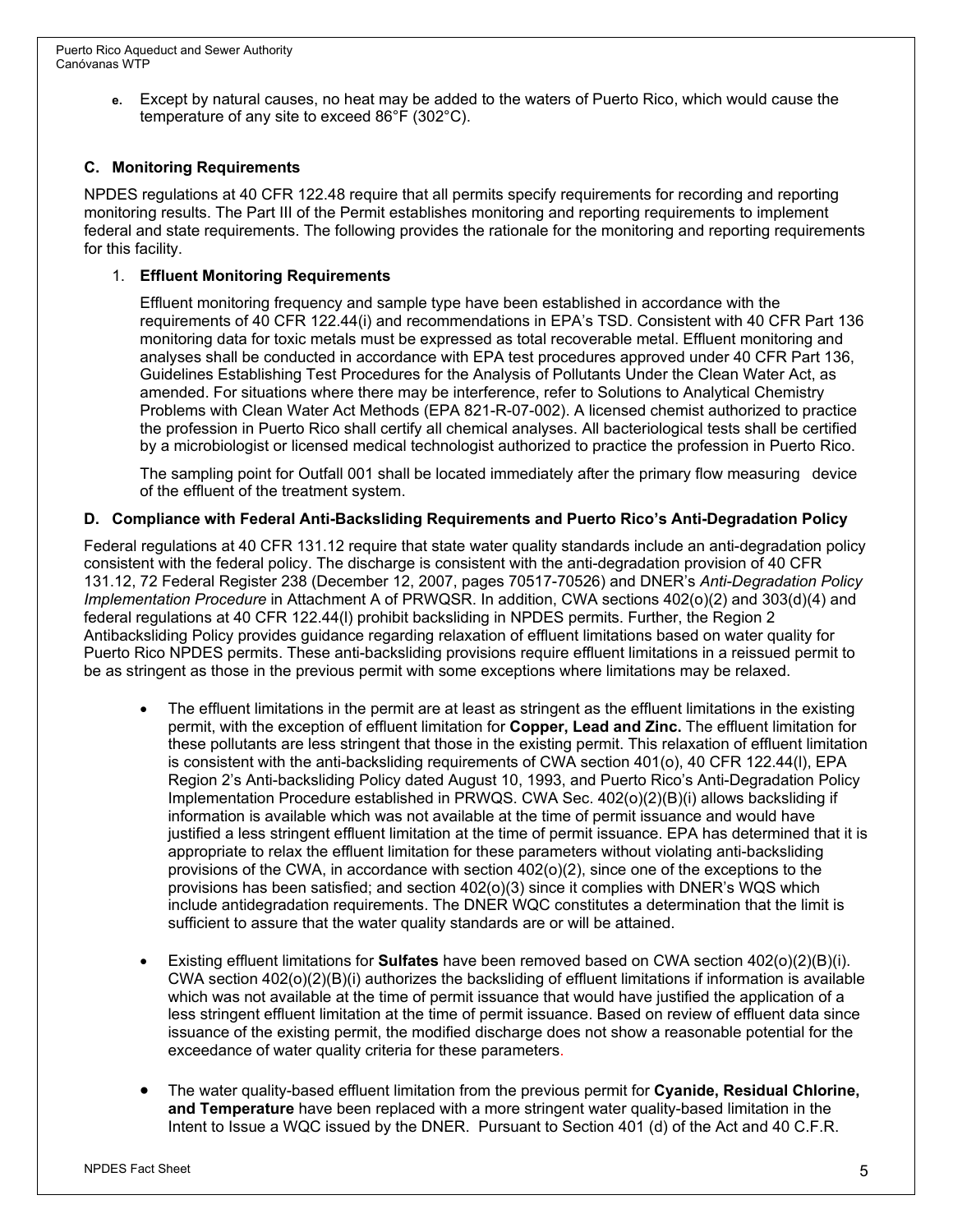e. Except by natural causes, no heat may be added to the waters of Puerto Rico, which would cause the temperature of any site to exceed 86°F (302°C).

### C. Monitoring Requirements

NPDES regulations at 40 CFR 122.48 require that all permits specify requirements for recording and reporting monitoring results. The Part III of the Permit establishes monitoring and reporting requirements to implement federal and state requirements. The following provides the rationale for the monitoring and reporting requirements for this facility.

1. **Effluent Monitoring Requirements**

   Effluent monitoring frequency and sample type have been established in accordance with the requirements of 40 CFR 122.44(i) and recommendations in EPA's TSD. Consistent with 40 CFR Part 136 monitoring data for toxic metals must be expressed as total recoverable metal. Effluent monitoring and analyses shall be conducted in accordance with EPA test procedures approved under 40 CFR Part 136, Guidelines Establishing Test Procedures for the Analysis of Pollutants Under the Clean Water Act, as amended. For situations where there may be interference, refer to Solutions to Analytical Chemistry Problems with Clean Water Act Methods (EPA 821-R-07-002). A licensed chemist authorized to practice the profession in Puerto Rico shall certify all chemical analyses. All bacteriological tests shall be certified by a microbiologist or licensed medical technologist authorized to practice the profession in Puerto Rico.

   The sampling point for Outfall 001 shall be located immediately after the primary flow measuring device of the effluent of the treatment system.

### D. Compliance with Federal Anti-Backsliding Requirements and Puerto Rico's Anti-Degradation Policy

Federal regulations at 40 CFR 131.12 require that state water quality standards include an anti-degradation policy consistent with the federal policy. The discharge is consistent with the anti-degradation provision of 40 CFR 131.12, 72 Federal Register 238 (December 12, 2007, pages 70517-70526) and DNER's *Anti-Degradation Policy Implementation Procedure* in Attachment A of PRWQSR. In addition, CWA sections 402(o)(2) and 303(d)(4) and federal regulations at 40 CFR 122.44(l) prohibit backsliding in NPDES permits. Further, the Region 2 Antibacksliding Policy provides guidance regarding relaxation of effluent limitations based on water quality for Puerto Rico NPDES permits. These anti-backsliding provisions require effluent limitations in a reissued permit to be as stringent as those in the previous permit with some exceptions where limitations may be relaxed.

- The effluent limitations in the permit are at least as stringent as the effluent limitations in the existing permit, with the exception of effluent limitation for **Copper, Lead and Zinc.** The effluent limitation for these pollutants are less stringent that those in the existing permit. This relaxation of effluent limitation is consistent with the anti-backsliding requirements of CWA section 401(o), 40 CFR 122.44(l), EPA Region 2's Anti-backsliding Policy dated August 10, 1993, and Puerto Rico's Anti-Degradation Policy Implementation Procedure established in PRWQS. CWA Sec. 402(o)(2)(B)(i) allows backsliding if information is available which was not available at the time of permit issuance and would have justified a less stringent effluent limitation at the time of permit issuance. EPA has determined that it is appropriate to relax the effluent limitation for these parameters without violating anti-backsliding provisions of the CWA, in accordance with section 402(o)(2), since one of the exceptions to the provisions has been satisfied; and section 402(o)(3) since it complies with DNER's WQS which include antidegradation requirements. The DNER WQC constitutes a determination that the limit is sufficient to assure that the water quality standards are or will be attained.

- Existing effluent limitations for **Sulfates** have been removed based on CWA section 402(o)(2)(B)(i). CWA section 402(o)(2)(B)(i) authorizes the backsliding of effluent limitations if information is available which was not available at the time of permit issuance that would have justified the application of a less stringent effluent limitation at the time of permit issuance. Based on review of effluent data since issuance of the existing permit, the modified discharge does not show a reasonable potential for the exceedance of water quality criteria for these parameters.

- The water quality-based effluent limitation from the previous permit for **Cyanide, Residual Chlorine, and Temperature** have been replaced with a more stringent water quality-based limitation in the Intent to Issue a WQC issued by the DNER. Pursuant to Section 401 (d) of the Act and 40 C.F.R.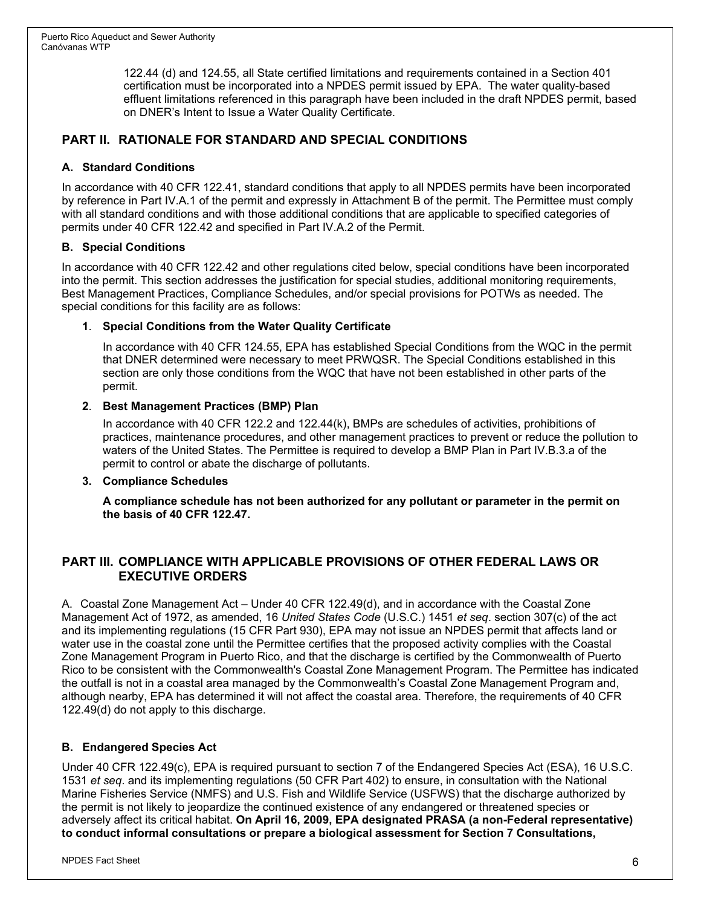122.44 (d) and 124.55, all State certified limitations and requirements contained in a Section 401 certification must be incorporated into a NPDES permit issued by EPA. The water quality-based effluent limitations referenced in this paragraph have been included in the draft NPDES permit, based on DNER's Intent to Issue a Water Quality Certificate.

## PART II. RATIONALE FOR STANDARD AND SPECIAL CONDITIONS

### A. Standard Conditions

In accordance with 40 CFR 122.41, standard conditions that apply to all NPDES permits have been incorporated by reference in Part IV.A.1 of the permit and expressly in Attachment B of the permit. The Permittee must comply with all standard conditions and with those additional conditions that are applicable to specified categories of permits under 40 CFR 122.42 and specified in Part IV.A.2 of the Permit.

### B. Special Conditions

In accordance with 40 CFR 122.42 and other regulations cited below, special conditions have been incorporated into the permit. This section addresses the justification for special studies, additional monitoring requirements, Best Management Practices, Compliance Schedules, and/or special provisions for POTWs as needed. The special conditions for this facility are as follows:

**1. Special Conditions from the Water Quality Certificate**

In accordance with 40 CFR 124.55, EPA has established Special Conditions from the WQC in the permit that DNER determined were necessary to meet PRWQSR. The Special Conditions established in this section are only those conditions from the WQC that have not been established in other parts of the permit.

**2. Best Management Practices (BMP) Plan**

In accordance with 40 CFR 122.2 and 122.44(k), BMPs are schedules of activities, prohibitions of practices, maintenance procedures, and other management practices to prevent or reduce the pollution to waters of the United States. The Permittee is required to develop a BMP Plan in Part IV.B.3.a of the permit to control or abate the discharge of pollutants.

**3. Compliance Schedules**

**A compliance schedule has not been authorized for any pollutant or parameter in the permit on the basis of 40 CFR 122.47.**

## PART III. COMPLIANCE WITH APPLICABLE PROVISIONS OF OTHER FEDERAL LAWS OR EXECUTIVE ORDERS

A. Coastal Zone Management Act – Under 40 CFR 122.49(d), and in accordance with the Coastal Zone Management Act of 1972, as amended, 16 *United States Code* (U.S.C.) 1451 *et seq*. section 307(c) of the act and its implementing regulations (15 CFR Part 930), EPA may not issue an NPDES permit that affects land or water use in the coastal zone until the Permittee certifies that the proposed activity complies with the Coastal Zone Management Program in Puerto Rico, and that the discharge is certified by the Commonwealth of Puerto Rico to be consistent with the Commonwealth's Coastal Zone Management Program. The Permittee has indicated the outfall is not in a coastal area managed by the Commonwealth's Coastal Zone Management Program and, although nearby, EPA has determined it will not affect the coastal area. Therefore, the requirements of 40 CFR 122.49(d) do not apply to this discharge.

### B. Endangered Species Act

Under 40 CFR 122.49(c), EPA is required pursuant to section 7 of the Endangered Species Act (ESA), 16 U.S.C. 1531 *et seq*. and its implementing regulations (50 CFR Part 402) to ensure, in consultation with the National Marine Fisheries Service (NMFS) and U.S. Fish and Wildlife Service (USFWS) that the discharge authorized by the permit is not likely to jeopardize the continued existence of any endangered or threatened species or adversely affect its critical habitat. **On April 16, 2009, EPA designated PRASA (a non-Federal representative) to conduct informal consultations or prepare a biological assessment for Section 7 Consultations,**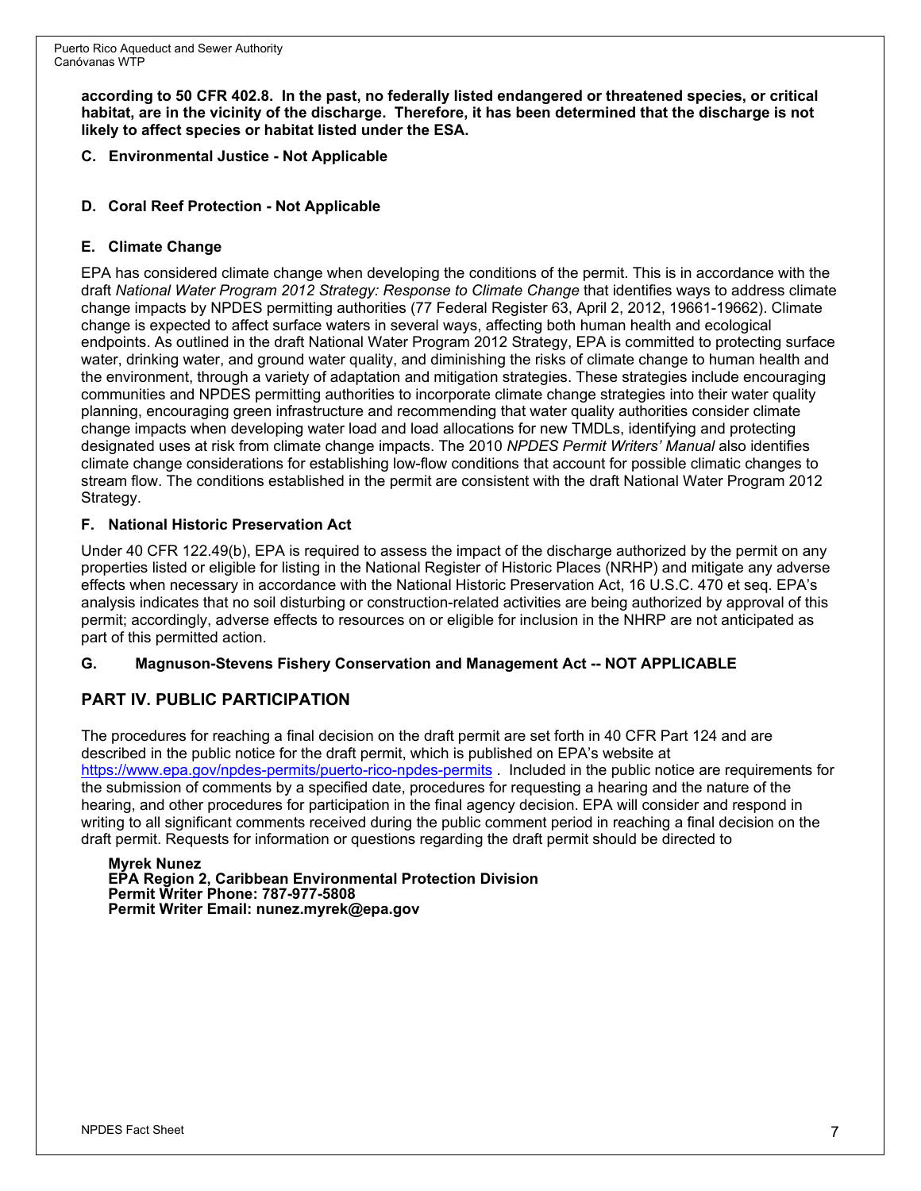**according to 50 CFR 402.8. In the past, no federally listed endangered or threatened species, or critical habitat, are in the vicinity of the discharge. Therefore, it has been determined that the discharge is not likely to affect species or habitat listed under the ESA.**

### C. Environmental Justice - Not Applicable

### D. Coral Reef Protection - Not Applicable

### E. Climate Change

EPA has considered climate change when developing the conditions of the permit. This is in accordance with the draft *National Water Program 2012 Strategy: Response to Climate Change* that identifies ways to address climate change impacts by NPDES permitting authorities (77 Federal Register 63, April 2, 2012, 19661-19662). Climate change is expected to affect surface waters in several ways, affecting both human health and ecological endpoints. As outlined in the draft National Water Program 2012 Strategy, EPA is committed to protecting surface water, drinking water, and ground water quality, and diminishing the risks of climate change to human health and the environment, through a variety of adaptation and mitigation strategies. These strategies include encouraging communities and NPDES permitting authorities to incorporate climate change strategies into their water quality planning, encouraging green infrastructure and recommending that water quality authorities consider climate change impacts when developing water load and load allocations for new TMDLs, identifying and protecting designated uses at risk from climate change impacts. The 2010 *NPDES Permit Writers' Manual* also identifies climate change considerations for establishing low-flow conditions that account for possible climatic changes to stream flow. The conditions established in the permit are consistent with the draft National Water Program 2012 Strategy.

### F. National Historic Preservation Act

Under 40 CFR 122.49(b), EPA is required to assess the impact of the discharge authorized by the permit on any properties listed or eligible for listing in the National Register of Historic Places (NRHP) and mitigate any adverse effects when necessary in accordance with the National Historic Preservation Act, 16 U.S.C. 470 et seq. EPA's analysis indicates that no soil disturbing or construction-related activities are being authorized by approval of this permit; accordingly, adverse effects to resources on or eligible for inclusion in the NHRP are not anticipated as part of this permitted action.

### G. Magnuson-Stevens Fishery Conservation and Management Act -- NOT APPLICABLE

## PART IV. PUBLIC PARTICIPATION

The procedures for reaching a final decision on the draft permit are set forth in 40 CFR Part 124 and are described in the public notice for the draft permit, which is published on EPA's website at https://www.epa.gov/npdes-permits/puerto-rico-npdes-permits . Included in the public notice are requirements for the submission of comments by a specified date, procedures for requesting a hearing and the nature of the hearing, and other procedures for participation in the final agency decision. EPA will consider and respond in writing to all significant comments received during the public comment period in reaching a final decision on the draft permit. Requests for information or questions regarding the draft permit should be directed to

**Myrek Nunez**
**EPA Region 2, Caribbean Environmental Protection Division**
**Permit Writer Phone: 787-977-5808**
**Permit Writer Email: nunez.myrek@epa.gov**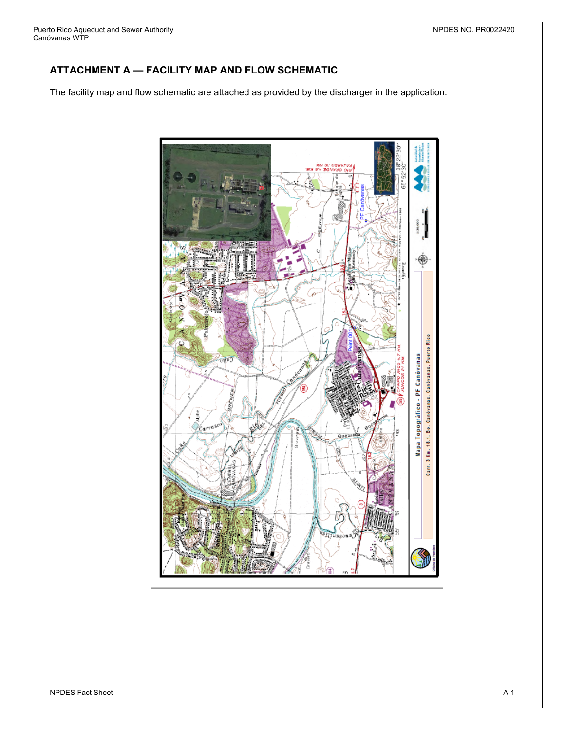## ATTACHMENT A — FACILITY MAP AND FLOW SCHEMATIC

The facility map and flow schematic are attached as provided by the discharger in the application.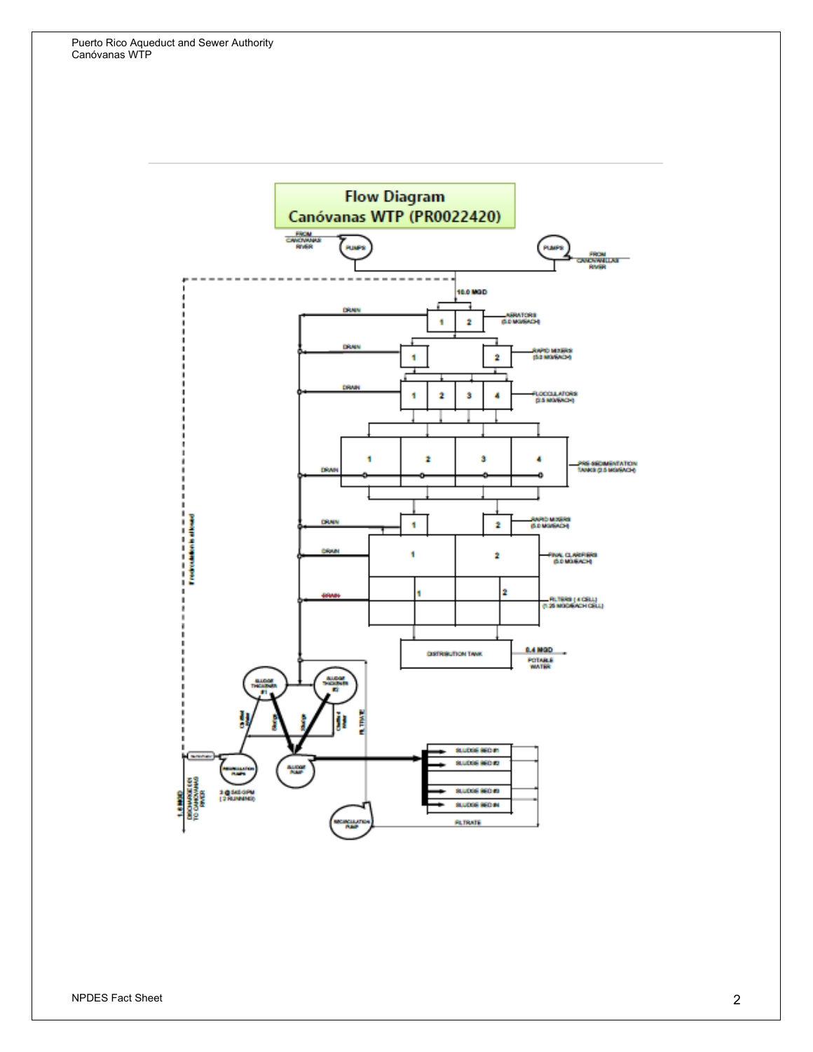**Flow Diagram**
**Canóvanas WTP (PR0022420)**

FROM CANOVANAS RIVER

PUMPS

PUMPS

FROM CANOVANILLAS RIVER

10.0 MGD

DRAIN

1 2

AERATORS (5.0 MG/EACH)

DRAIN

1 2

RAPID MIXERS (5.0 MG/EACH)

DRAIN

1 2 3 4

FLOCCULATORS (2.5 MG/EACH)

1 2 3 4

DRAIN

PRE-SEDIMENTATION TANKS (2.5 MG/EACH)

DRAIN

1 2

RAPID MIXERS (5.0 MG/EACH)

DRAIN

1 2

FINAL CLARIFIERS (5.0 MG/EACH)

DRAIN

1 2

FILTERS ( 4 CELL) (1.25 MGD/EACH CELL)

DISTRIBUTION TANK

8.4 MGD

POTABLE WATER

If recirculation is allowed

SLUDGE THICKENER #1

SLUDGE THICKENER #2

Clarified Water

Sludge

Sludge

Clarified Water

FILTRATE

RECIRCULATION PUMPS

3 @ 540 GPM (2 RUNNING)

SLUDGE PUMP

SLUDGE BED #1

SLUDGE BED #2

SLUDGE BED #3

SLUDGE BED #4

FILTRATE

RECIRCULATION PUMP

1.6 MGD

DISCHARGE 001 TO CANOVANAS RIVER